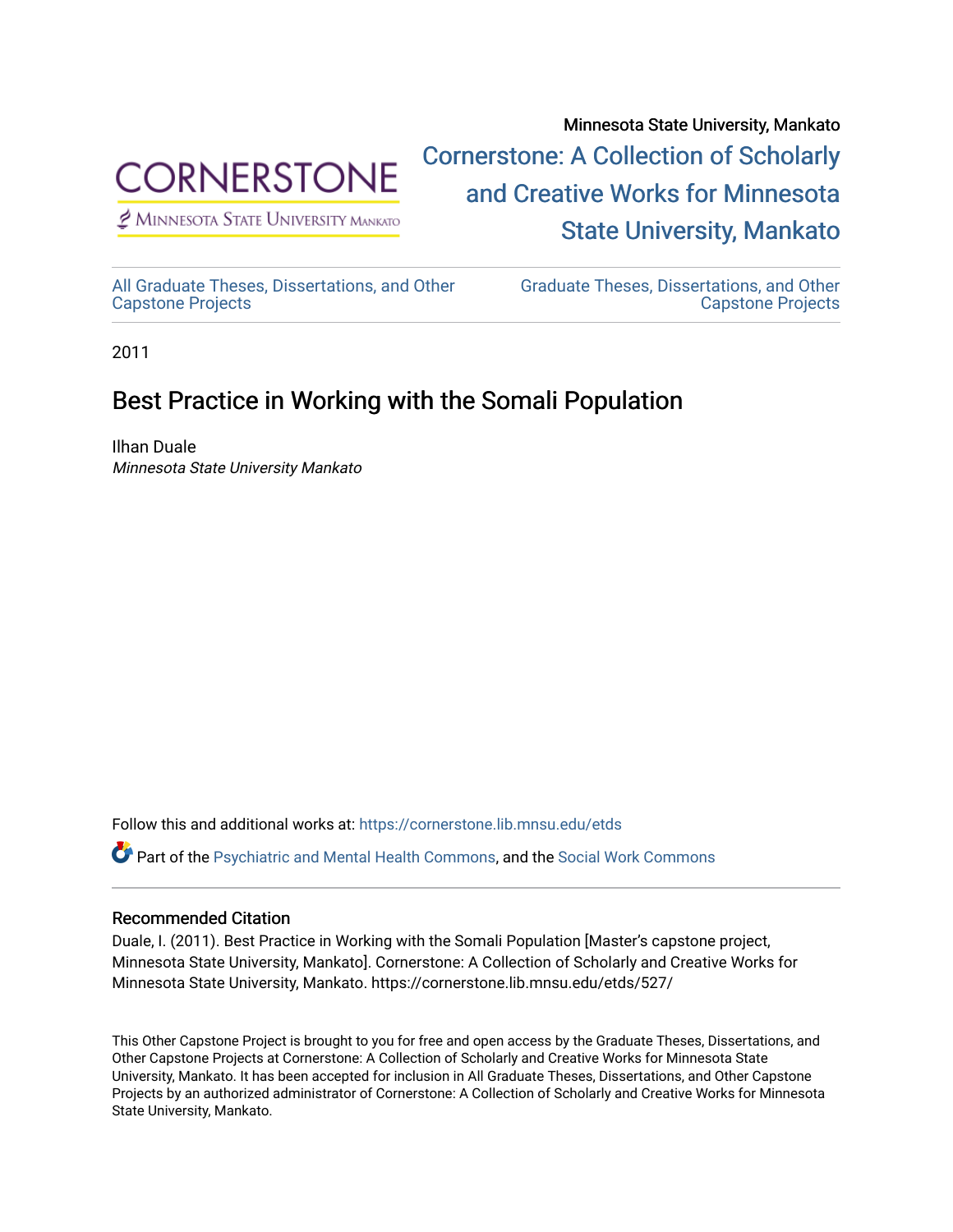Minnesota State University, Mankato

Cornerstone: A Collection of Scholarly and Creative Works for Minnesota State University, Mankato

All Graduate Theses, Dissertations, and Other Capstone Projects

Graduate Theses, Dissertations, and Other Capstone Projects

2011

# Best Practice in Working with the Somali Population

Ilhan Duale

*Minnesota State University Mankato*

Follow this and additional works at: https://cornerstone.lib.mnsu.edu/etds

Part of the Psychiatric and Mental Health Commons, and the Social Work Commons

### Recommended Citation

Duale, I. (2011). Best Practice in Working with the Somali Population [Master's capstone project, Minnesota State University, Mankato]. Cornerstone: A Collection of Scholarly and Creative Works for Minnesota State University, Mankato. https://cornerstone.lib.mnsu.edu/etds/527/

This Other Capstone Project is brought to you for free and open access by the Graduate Theses, Dissertations, and Other Capstone Projects at Cornerstone: A Collection of Scholarly and Creative Works for Minnesota State University, Mankato. It has been accepted for inclusion in All Graduate Theses, Dissertations, and Other Capstone Projects by an authorized administrator of Cornerstone: A Collection of Scholarly and Creative Works for Minnesota State University, Mankato.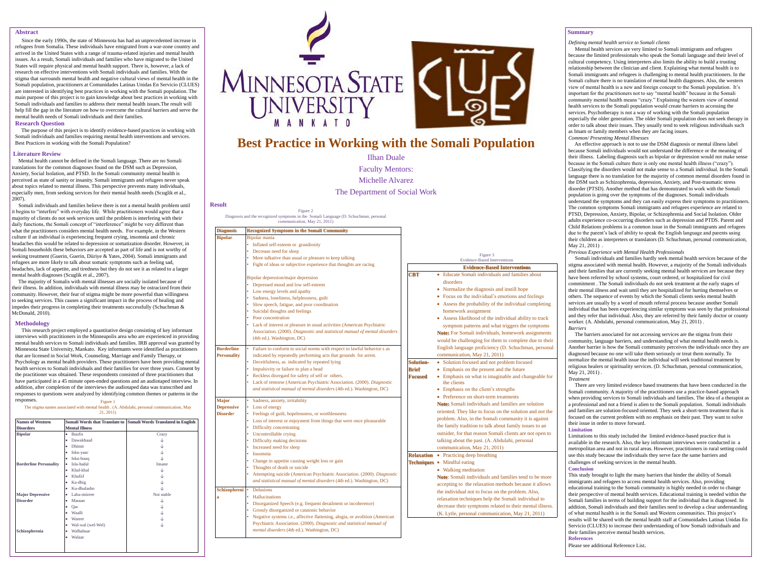# Best Practice in Working with the Somali Population

Ilhan Duale

Faculty Mentors:

Michelle Alvarez

The Department of Social Work

## Abstract

Since the early 1990s, the state of Minnesota has had an unprecedented increase in refugees from Somalia. These individuals have emigrated from a war-zone country and arrived in the United States with a range of trauma-related injuries and mental health issues. As a result, Somali individuals and families who have migrated to the United States will require physical and mental health support. There is, however, a lack of research on effective interventions with Somali individuals and families. With the stigma that surrounds mental health and negative cultural views of mental health in the Somali population, practitioners at Comunidades Latinas Unidas En Servicio (CLUES) are interested in identifying best practices in working with the Somali population. The main purpose of this project is to gain knowledge about best practices in working with Somali individuals and families to address their mental health issues.The result will help fill the gap in the literature on how to overcome the cultural barriers and serve the mental health needs of Somali individuals and their families.

## Research Question

The purpose of this project is to identify evidence-based practices in working with Somali individuals and families requiring mental health interventions and services. Best Practices in working with the Somali Population?

## Literature Review

Mental health cannot be defined in the Somali language. There are no Somali translations for the common diagnoses found on the DSM such as Depression, Anxiety, Social Isolation, and PTSD. In the Somali community mental health is perceived as state of sanity or insanity. Somali immigrants and refugees never speak about topics related to mental illness. This perspective prevents many individuals, especially men, from seeking services for their mental health needs (Scuglik et al., 2007).

Somali individuals and families believe there is not a mental health problem until it begins to "interfere" with everyday life. While practitioners would agree that a majority of clients do not seek services until the problem is interfering with their daily functions, the Somali concept of "interference" might be very different than what the practitioners considers mental health needs. For example, in the Western culture if an individual is experiencing frequent crying, insomnia and chronic headaches this would be related to depression or somatization disorder. However, in Somali households these behaviors are accepted as part of life and is not worthy of seeking treatment (Guerin, Guerin, Diiriye & Yates, 2004). Somali immigrants and refugees are more likely to talk about somatic symptoms such as feeling sad, headaches, lack of appetite, and tiredness but they do not see it as related to a larger mental health diagnoses (Scuglik et al., 2007).

The majority of Somalis with mental illnesses are socially isolated because of their illness. In addition, individuals with mental illness may be ostracized from their community. However, their fear of stigma might be more powerful than willingness to seeking services. This causes a significant impact in the process of healing and impedes their progress in completing their treatments successfully (Schuchman & McDonald, 2010).

## Methodology

This research project employed a quantitative design consisting of key informant interviews with practitioners in the Minneapolis area who are experienced in providing mental health services to Somali individuals and families. IRB approval was granted by Minnesota State University, Mankato. Key informants were identified as practitioners that are licensed in Social Work, Counseling, Marriage and Family Therapy, or Psychology as mental health providers. These practitioners have been providing mental health services to Somali individuals and their families for over three years. Consent by the practitioner was obtained. These respondents consisted of three practitioners that have participated in a 45 minute open-ended questions and an audiotaped interview. In addition, after completion of the interviews the audiotaped data was transcribed and responses to questions were analyzed by identifying common themes or patterns in the responses.

Figure 1

The stigma names associated with mental health . (A. Abdulahi, personal communication, May 21, 2011)

| Names of Western Disorders | Somali Words that Translate to Mental Illness | Somali Words Translated in English |
|---|---|---|
| Bipolar | • Buufis | Crazy |
| | • Dawakhaad | ↓ |
| | • Dhimir | ↓ |
| | • Isku-yaac | ↓ |
| | • Isku-buuq | ↓ |
| Borderline Personality | • Isla-hadal | Insane |
| | • Khal-khal | ↓ |
| | • Khafiif | ↓ |
| | • Ka-dhig | ↓ |
| | • Ku-dhufasho | ↓ |
| Major Depressive Disorder | • Laba-miirree | Not stable |
| | • Maraan | ↓ |
| | • Qac | ↓ |
| | • Waalli | ↓ |
| | • Wareer | ↓ |
| | • Wal-wal (wel-Wel) | ↓ |
| Schizophrenia | • Walbahaar | |
| | • Walaac | |

## Result

Figure 2

Diagnosis and the recognized symptoms in the Somali Language (D. Schuchman, personal communication, May 21, 2011)

| Diagnosis | Recognized Symptoms in the Somali Community |
|---|---|
| Bipolar | Bipolar mania<br>• Inflated self-esteem or grandiosity<br>• Decrease need for sleep<br>• More talkative than usual or pleasure to keep talking<br>• Fight of ideas or subjective experience that thoughts are racing<br><br>Bipolar depression/major depression<br>• Depressed mood and low self-esteem<br>• Low energy levels and apathy<br>• Sadness, loneliness, helplessness, guilt<br>• Slow speech, fatigue, and poor coordination<br>• Suicidal thoughts and feelings<br>• Poor concentration<br>• Lack of interest or pleasure in usual activities (American Psychiatric Association. (2000). *Diagnostic and statistical manual of mental disorders* (4th ed.). Washington, DC) |
| Borderline Personality | • Failure to conform to social norms with respect to lawful behavior s as indicated by repeatedly performing acts that grounds for arrest.<br>• Deceitfulness, as indicated by repeated lying<br>• Impulsivity or failure to plan a head<br>• Reckless disregard for safety of self or others.<br>• Lack of remorse (American Psychiatric Association. (2000). *Diagnostic and statistical manual of mental disorders* (4th ed.). Washington, DC) |
| Major Depressive Disorder | • Sadness, anxiety, irritability<br>• Loss of energy<br>• Feelings of guilt, hopelessness, or worthlessness<br>• Loss of interest or enjoyment from things that were once pleasurable<br>• Difficulty concentrating<br>• Uncontrollable crying<br>• Difficulty making decisions<br>• Increased need for sleep<br>• Insomnia<br>• Change in appetite causing weight loss or gain<br>• Thoughts of death or suicide<br>• Attempting suicide (American Psychiatric Association. (2000). *Diagnostic and statistical manual of mental disorders* (4th ed.). Washington, DC) |
| Schizophrenia | • Delusions<br>• Hallucinations<br>• Disorganized Speech (e.g. frequent derailment or incoherence)<br>• Grossly disorganized or catatonic behavior<br>• Negative systems i.e., affective flattening, alogia, or avolition (American Psychiatric Association. (2000). *Diagnostic and statistical manual of mental disorders* (4th ed.). Washington, DC) |

Figure 3

Evidence-Based Interventions

| | Evidence-Based Interventions |
|---|---|
| CBT | • Educate Somali individuals and families about disorders<br>• Normalize the diagnosis and instill hope<br>• Focus on the individual's emotions and feelings<br>• Assess the probability of the individual completing homework assignment<br>• Assess likelihood of the individual ability to track symptom patterns and what triggers the symptoms<br>**Note:** For Somali individuals, homework assignments would be challenging for them to complete due to their English language proficiency (D. Schuchman, personal communication, May 21, 2011) |
| Solution-Brief Focused | • Solution focused and not problem focused<br>• Emphasis on the present and the future<br>• Emphasis on what is imaginable and changeable for the clients<br>• Emphasis on the client's strengths<br>• Preference on short-term treatments<br>**Note:** Somali individuals and families are solution oriented. They like to focus on the solution and not the problem. Also, in the Somali community it is against the family tradition to talk about family issues to an outsider, for that reason Somali clients are not open to talking about the past. (A. Abdulahi, personal communication, May 21, 2011) |
| Relaxation Techniques | • Practicing deep breathing<br>• Mindful eating<br>• Walking meditation<br>**Note**: Somali individuals and families tend to be more accepting to the relaxation methods because it allows the individual not to focus on the problem. Also, relaxation techniques help the Somali individual to decrease their symptoms related to their mental illness. (K. Lytle, personal communication, May 21, 2011) |

## Summary

*Defining mental health service to Somali clients*

Mental health services are very limited to Somali immigrants and refugees because the limited professionals who speak the Somali language and their level of cultural competency. Using interpreters also limits the ability to build a trusting relationship between the clinician and client. Explaining what mental health is to Somali immigrants and refugees is challenging to mental health practitioners. In the Somali culture there is no translation of mental health diagnoses. Also, the western view of mental health is a new and foreign concept to the Somali population. It's important for the practitioners not to say "mental health" because in the Somali community mental health means "crazy." Explaining the western view of mental health services to the Somali population would create barriers to accessing the services. Psychotherapy is not a way of working with the Somali population especially the older generation. The older Somali population does not seek therapy in order to talk about their issues. They usually tend to seek religious individuals such as Imam or family members when they are facing issues.

*Common/ Presenting Mental Illnesses*

An effective approach is not to use the DSM diagnosis or mental illness label because Somali individuals would not understand the difference or the meaning of their illness. Labeling diagnosis such as bipolar or depression would not make sense because in the Somali culture there is only one mental health illness ("crazy"). Classifying the disorders would not make sense to a Somali individual. In the Somali language there is no translation for the majority of common mental disorders found in the DSM such as Schizophrenia, depression, Anxiety, and Post-traumatic stress disorder (PTSD). Another method that has demonstrated to work with the Somali population is going over the symptoms of the diagnoses. Somali individuals understand the symptoms and they can easily express their symptoms to practitioners. The common symptoms Somali immigrants and refugees experience are related to PTSD, Depression, Anxiety, Bipolar, or Schizophrenia and Social Isolation. Older adults experience co-occurring disorders such as depression and PTDS. Parent and Child Relations problems is a common issue in the Somali immigrants and refugees due to the parent's lack of ability to speak the English language and parents using their children as interpreters or translators (D. Schuchman, personal communication, May 21, 2011) .

*Previous Experience with Mental Health Professionals*

Somali individuals and families hardly seek mental health services because of the stigma associated with mental health. However, a majority of the Somali individuals and their families that are currently seeking mental health services are because they have been referred by school systems, court ordered, or hospitalized for civil commitment . The Somali individuals do not seek treatment at the early stages of their mental illness and wait until they are hospitalized for hurting themselves or others. The sequence of events by which the Somali clients seeks mental health services are usually by a word of mouth referral process because another Somali individual that has been experiencing similar symptoms was seen by that professional and they refer that individual. Also, they are referred by their family doctor or county worker. (A. Abdulahi, personal communication, May 21, 2011) .

*Barriers*

The barriers associated for not accessing services are the stigma from their community, language barriers, and understanding of what mental health needs is. Another barrier is how the Somali community perceives the individuals once they are diagnosed because no one will take them seriously or treat them normally. To normalize the mental health issue the individual will seek traditional treatment by religious healers or spirituality services. (D. Schuchman, personal communication, May 21, 2011) .

*Treatment*

There are very limited evidence based treatments that have been conducted in the Somali community. A majority of the practitioners use a practice-based approach when providing services to Somali individuals and families. The idea of a therapist as a professional and not a friend is alien to the Somali population. Somali individuals and families are solution-focused oriented. They seek a short-term treatment that is focused on the current problem with no emphasis on their past. They want to solve their issue in order to move forward.

## Limitation

Limitations to this study included the limited evidence-based practice that is available in the research. Also, the key informant interviews were conducted in a metropolitan area and not in rural areas. However, practitioners in rural setting could use this study because the individuals they serve face the same barriers and challenges of seeking services in the mental health.

## Conclusion

This study brought to light the many barriers that hinder the ability of Somali immigrants and refugees to access mental health services. Also, providing educational training to the Somali community is highly needed in order to change their perspective of mental health services. Educational training is needed within the Somali families in terms of building support for the individual that is diagnosed. In addition, Somali individuals and their families need to develop a clear understanding of what mental health is in the Somali and Western communities. This project's results will be shared with the mental health staff at Comunidades Latinas Unidas En Servicio (CLUES) to increase their understanding of how Somali individuals and their families perceive mental health services.

## References

Please see additional Reference List.